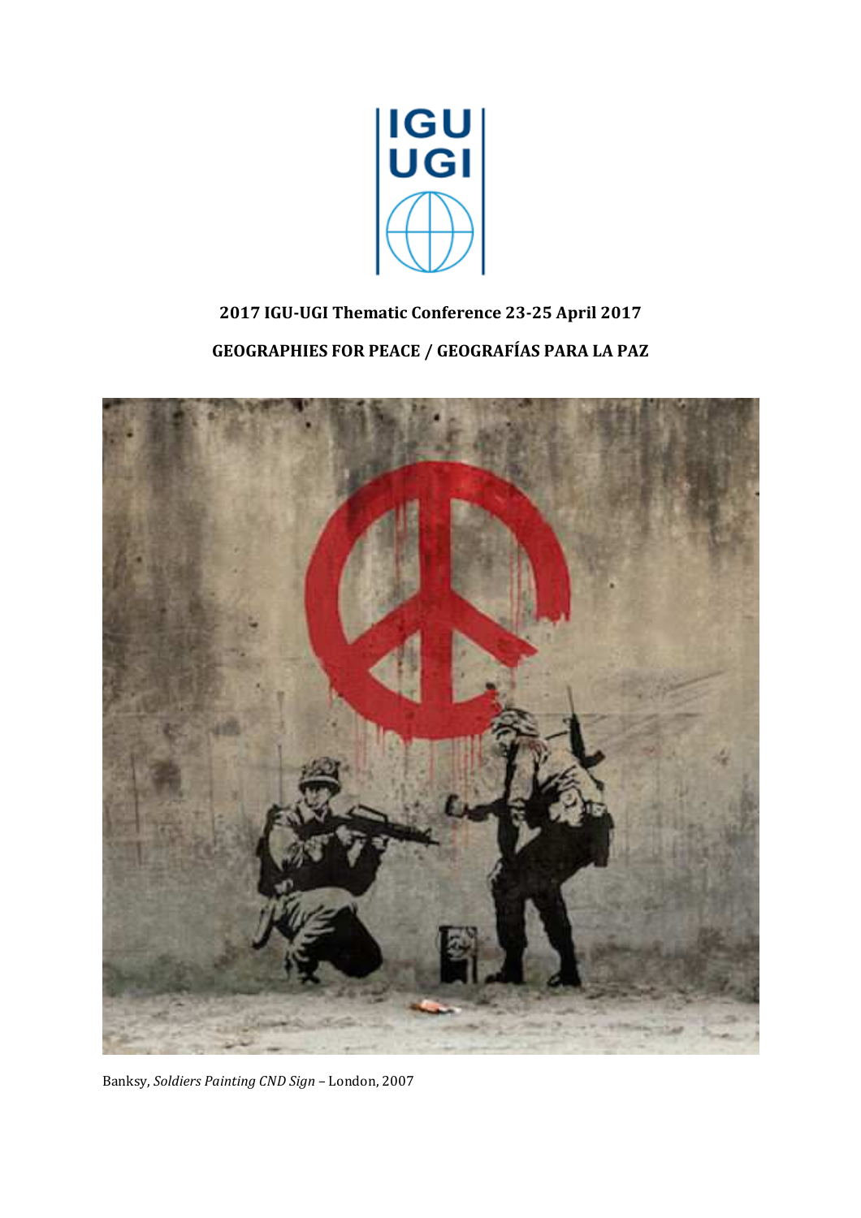**2017 IGU-UGI Thematic Conference 23-25 April 2017**

**GEOGRAPHIES FOR PEACE / GEOGRAFÍAS PARA LA PAZ**

Banksy, *Soldiers Painting CND Sign* – London, 2007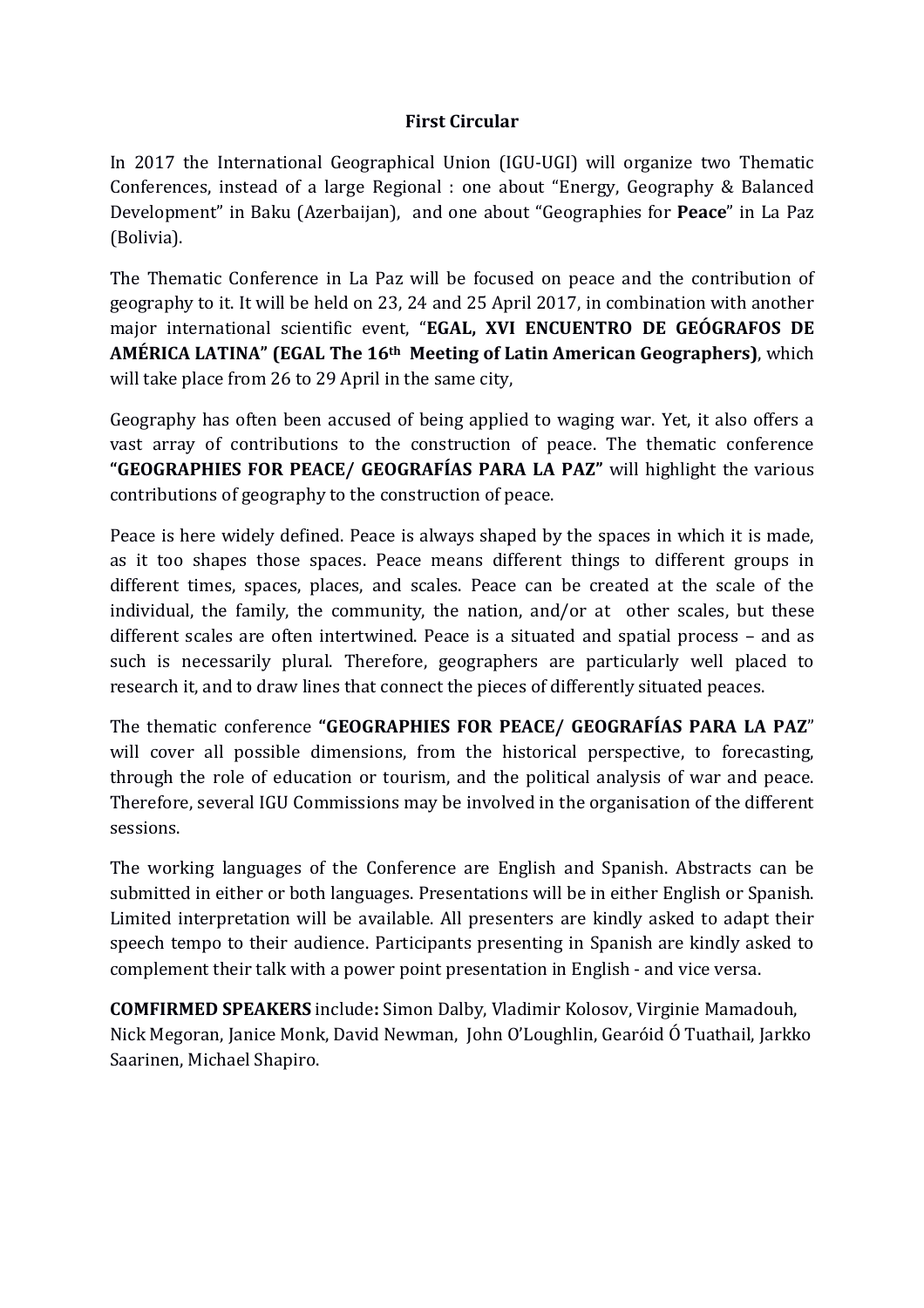**First Circular**

In 2017 the International Geographical Union (IGU-UGI) will organize two Thematic Conferences, instead of a large Regional : one about "Energy, Geography & Balanced Development" in Baku (Azerbaijan), and one about "Geographies for **Peace**" in La Paz (Bolivia).

The Thematic Conference in La Paz will be focused on peace and the contribution of geography to it. It will be held on 23, 24 and 25 April 2017, in combination with another major international scientific event, "**EGAL, XVI ENCUENTRO DE GEÓGRAFOS DE AMÉRICA LATINA" (EGAL The 16th Meeting of Latin American Geographers)**, which will take place from 26 to 29 April in the same city,

Geography has often been accused of being applied to waging war. Yet, it also offers a vast array of contributions to the construction of peace. The thematic conference **"GEOGRAPHIES FOR PEACE/ GEOGRAFÍAS PARA LA PAZ"** will highlight the various contributions of geography to the construction of peace.

Peace is here widely defined. Peace is always shaped by the spaces in which it is made, as it too shapes those spaces. Peace means different things to different groups in different times, spaces, places, and scales. Peace can be created at the scale of the individual, the family, the community, the nation, and/or at other scales, but these different scales are often intertwined. Peace is a situated and spatial process – and as such is necessarily plural. Therefore, geographers are particularly well placed to research it, and to draw lines that connect the pieces of differently situated peaces.

The thematic conference **"GEOGRAPHIES FOR PEACE/ GEOGRAFÍAS PARA LA PAZ**" will cover all possible dimensions, from the historical perspective, to forecasting, through the role of education or tourism, and the political analysis of war and peace. Therefore, several IGU Commissions may be involved in the organisation of the different sessions.

The working languages of the Conference are English and Spanish. Abstracts can be submitted in either or both languages. Presentations will be in either English or Spanish. Limited interpretation will be available. All presenters are kindly asked to adapt their speech tempo to their audience. Participants presenting in Spanish are kindly asked to complement their talk with a power point presentation in English - and vice versa.

**COMFIRMED SPEAKERS** include**:** Simon Dalby, Vladimir Kolosov, Virginie Mamadouh, Nick Megoran, Janice Monk, David Newman, John O'Loughlin, Gearóid Ó Tuathail, Jarkko Saarinen, Michael Shapiro.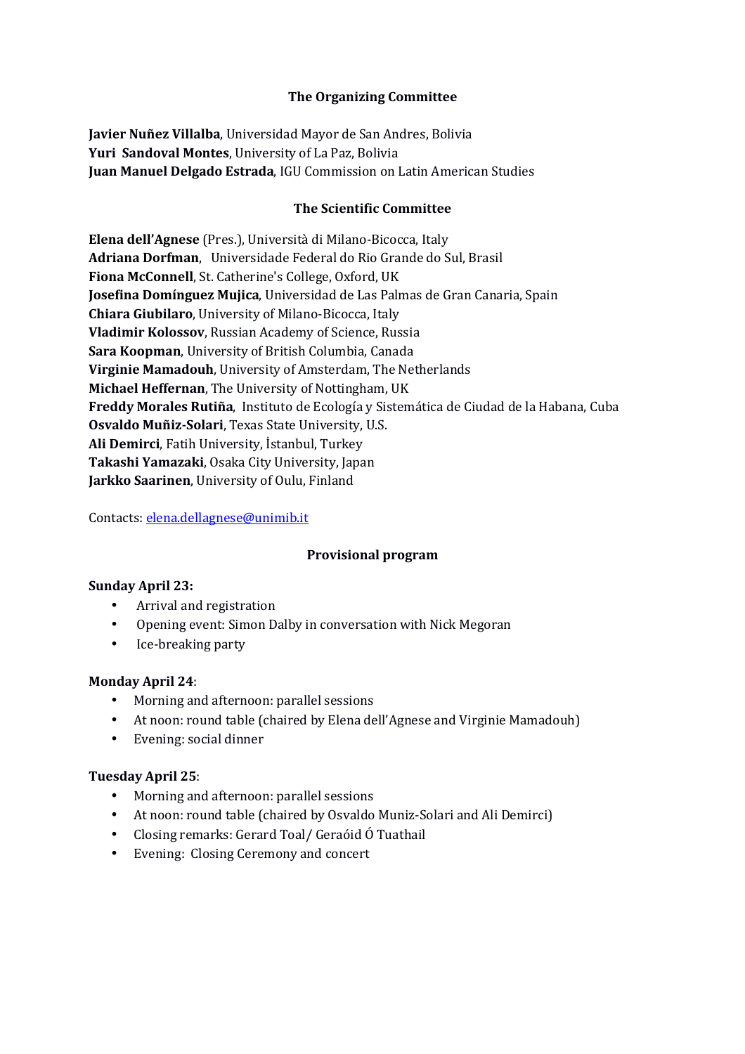### The Organizing Committee

**Javier Nuñez Villalba**, Universidad Mayor de San Andres, Bolivia
**Yuri Sandoval Montes**, University of La Paz, Bolivia
**Juan Manuel Delgado Estrada**, IGU Commission on Latin American Studies

### The Scientific Committee

**Elena dell'Agnese** (Pres.), Università di Milano-Bicocca, Italy
**Adriana Dorfman**, Universidade Federal do Rio Grande do Sul, Brasil
**Fiona McConnell**, St. Catherine's College, Oxford, UK
**Josefina Domínguez Mujica**, Universidad de Las Palmas de Gran Canaria, Spain
**Chiara Giubilaro**, University of Milano-Bicocca, Italy
**Vladimir Kolossov**, Russian Academy of Science, Russia
**Sara Koopman**, University of British Columbia, Canada
**Virginie Mamadouh**, University of Amsterdam, The Netherlands
**Michael Heffernan**, The University of Nottingham, UK
**Freddy Morales Rutiña**, Instituto de Ecología y Sistemática de Ciudad de la Habana, Cuba
**Osvaldo Muñiz-Solari**, Texas State University, U.S.
**Ali Demirci**, Fatih University, İstanbul, Turkey
**Takashi Yamazaki**, Osaka City University, Japan
**Jarkko Saarinen**, University of Oulu, Finland

Contacts: elena.dellagnese@unimib.it

### Provisional program

**Sunday April 23:**

- Arrival and registration
- Opening event: Simon Dalby in conversation with Nick Megoran
- Ice-breaking party

**Monday April 24**:

- Morning and afternoon: parallel sessions
- At noon: round table (chaired by Elena dell'Agnese and Virginie Mamadouh)
- Evening: social dinner

**Tuesday April 25**:

- Morning and afternoon: parallel sessions
- At noon: round table (chaired by Osvaldo Muniz-Solari and Ali Demirci)
- Closing remarks: Gerard Toal/ Geraóid Ó Tuathail
- Evening: Closing Ceremony and concert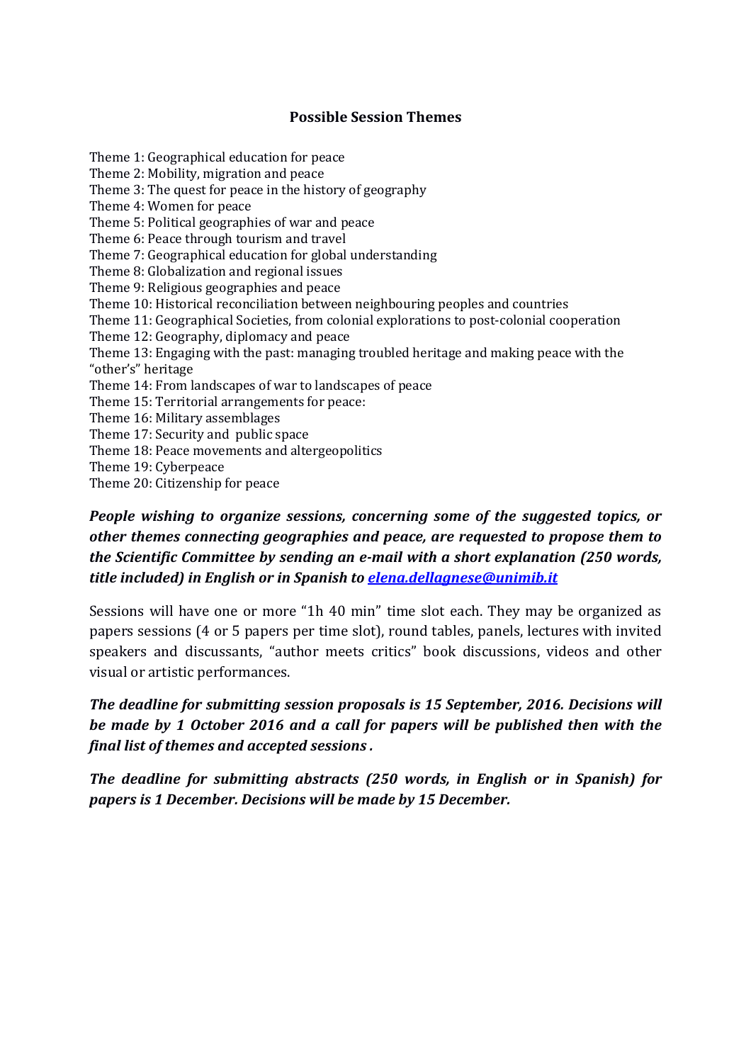**Possible Session Themes**

Theme 1: Geographical education for peace
Theme 2: Mobility, migration and peace
Theme 3: The quest for peace in the history of geography
Theme 4: Women for peace
Theme 5: Political geographies of war and peace
Theme 6: Peace through tourism and travel
Theme 7: Geographical education for global understanding
Theme 8: Globalization and regional issues
Theme 9: Religious geographies and peace
Theme 10: Historical reconciliation between neighbouring peoples and countries
Theme 11: Geographical Societies, from colonial explorations to post-colonial cooperation
Theme 12: Geography, diplomacy and peace
Theme 13: Engaging with the past: managing troubled heritage and making peace with the "other's" heritage
Theme 14: From landscapes of war to landscapes of peace
Theme 15: Territorial arrangements for peace:
Theme 16: Military assemblages
Theme 17: Security and public space
Theme 18: Peace movements and altergeopolitics
Theme 19: Cyberpeace
Theme 20: Citizenship for peace

***People wishing to organize sessions, concerning some of the suggested topics, or other themes connecting geographies and peace, are requested to propose them to the Scientific Committee by sending an e-mail with a short explanation (250 words, title included) in English or in Spanish to [elena.dellagnese@unimib.it](mailto:elena.dellagnese@unimib.it)***

Sessions will have one or more "1h 40 min" time slot each. They may be organized as papers sessions (4 or 5 papers per time slot), round tables, panels, lectures with invited speakers and discussants, "author meets critics" book discussions, videos and other visual or artistic performances.

***The deadline for submitting session proposals is 15 September, 2016. Decisions will be made by 1 October 2016 and a call for papers will be published then with the final list of themes and accepted sessions .***

***The deadline for submitting abstracts (250 words, in English or in Spanish) for papers is 1 December. Decisions will be made by 15 December.***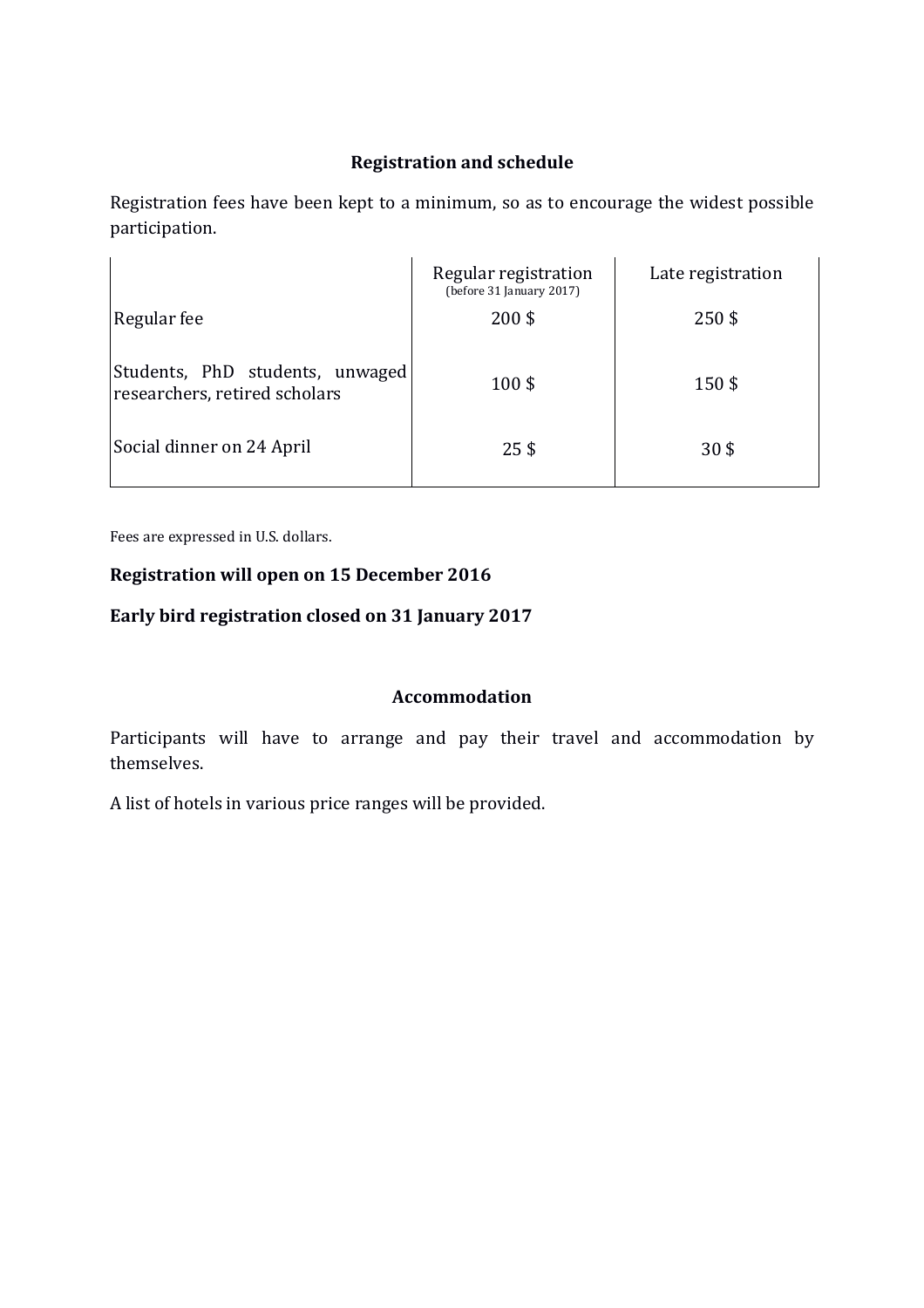## Registration and schedule

Registration fees have been kept to a minimum, so as to encourage the widest possible participation.

| | Regular registration (before 31 January 2017) | Late registration |
|---|---|---|
| Regular fee | 200 $ | 250 $ |
| Students, PhD students, unwaged researchers, retired scholars | 100 $ | 150 $ |
| Social dinner on 24 April | 25 $ | 30 $ |

Fees are expressed in U.S. dollars.

**Registration will open on 15 December 2016**

**Early bird registration closed on 31 January 2017**

## Accommodation

Participants will have to arrange and pay their travel and accommodation by themselves.

A list of hotels in various price ranges will be provided.